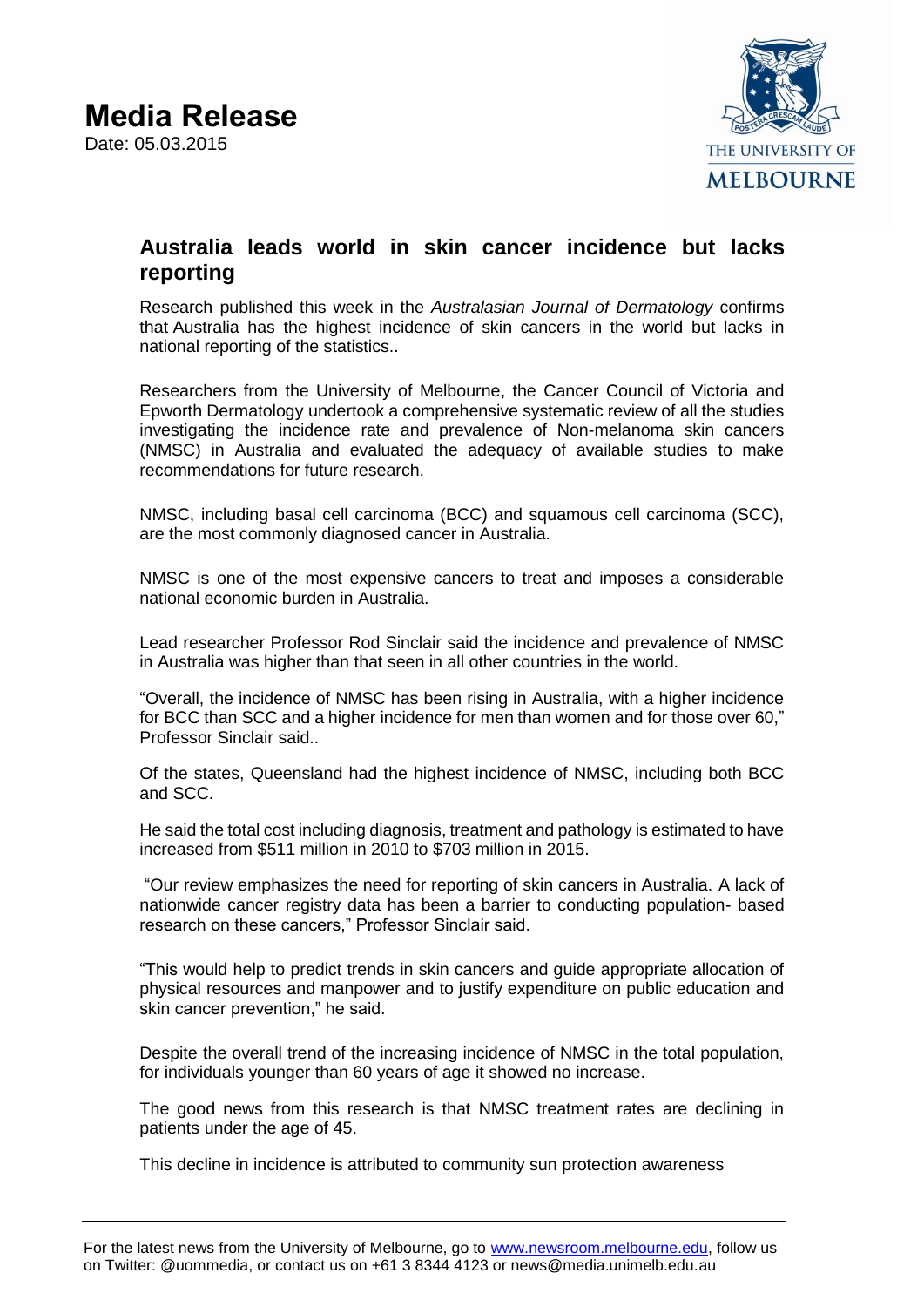# Media Release

Date: 05.03.2015

THE UNIVERSITY OF MELBOURNE

## Australia leads world in skin cancer incidence but lacks reporting

Research published this week in the *Australasian Journal of Dermatology* confirms that Australia has the highest incidence of skin cancers in the world but lacks in national reporting of the statistics..

Researchers from the University of Melbourne, the Cancer Council of Victoria and Epworth Dermatology undertook a comprehensive systematic review of all the studies investigating the incidence rate and prevalence of Non-melanoma skin cancers (NMSC) in Australia and evaluated the adequacy of available studies to make recommendations for future research.

NMSC, including basal cell carcinoma (BCC) and squamous cell carcinoma (SCC), are the most commonly diagnosed cancer in Australia.

NMSC is one of the most expensive cancers to treat and imposes a considerable national economic burden in Australia.

Lead researcher Professor Rod Sinclair said the incidence and prevalence of NMSC in Australia was higher than that seen in all other countries in the world.

"Overall, the incidence of NMSC has been rising in Australia, with a higher incidence for BCC than SCC and a higher incidence for men than women and for those over 60," Professor Sinclair said..

Of the states, Queensland had the highest incidence of NMSC, including both BCC and SCC.

He said the total cost including diagnosis, treatment and pathology is estimated to have increased from $511 million in 2010 to $703 million in 2015.

"Our review emphasizes the need for reporting of skin cancers in Australia. A lack of nationwide cancer registry data has been a barrier to conducting population- based research on these cancers," Professor Sinclair said.

"This would help to predict trends in skin cancers and guide appropriate allocation of physical resources and manpower and to justify expenditure on public education and skin cancer prevention," he said.

Despite the overall trend of the increasing incidence of NMSC in the total population, for individuals younger than 60 years of age it showed no increase.

The good news from this research is that NMSC treatment rates are declining in patients under the age of 45.

This decline in incidence is attributed to community sun protection awareness

For the latest news from the University of Melbourne, go to www.newsroom.melbourne.edu, follow us on Twitter: @uommedia, or contact us on +61 3 8344 4123 or news@media.unimelb.edu.au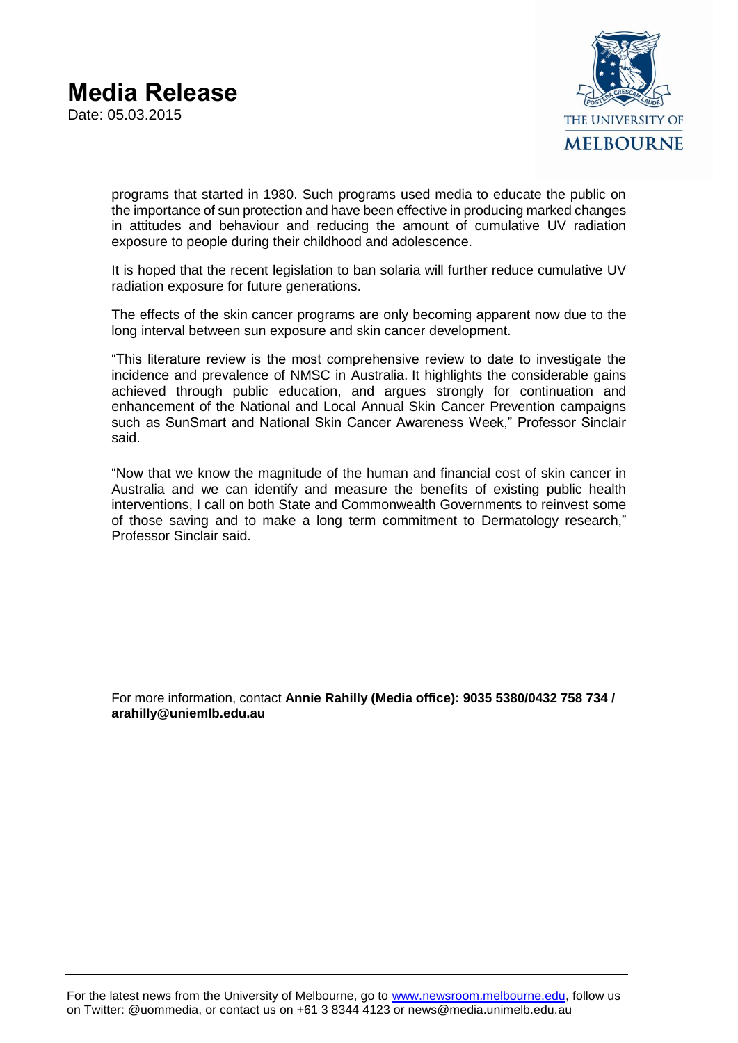programs that started in 1980. Such programs used media to educate the public on the importance of sun protection and have been effective in producing marked changes in attitudes and behaviour and reducing the amount of cumulative UV radiation exposure to people during their childhood and adolescence.

It is hoped that the recent legislation to ban solaria will further reduce cumulative UV radiation exposure for future generations.

The effects of the skin cancer programs are only becoming apparent now due to the long interval between sun exposure and skin cancer development.

"This literature review is the most comprehensive review to date to investigate the incidence and prevalence of NMSC in Australia. It highlights the considerable gains achieved through public education, and argues strongly for continuation and enhancement of the National and Local Annual Skin Cancer Prevention campaigns such as SunSmart and National Skin Cancer Awareness Week," Professor Sinclair said.

"Now that we know the magnitude of the human and financial cost of skin cancer in Australia and we can identify and measure the benefits of existing public health interventions, I call on both State and Commonwealth Governments to reinvest some of those saving and to make a long term commitment to Dermatology research," Professor Sinclair said.

For more information, contact **Annie Rahilly (Media office): 9035 5380/0432 758 734 / arahilly@uniemlb.edu.au**

For the latest news from the University of Melbourne, go to www.newsroom.melbourne.edu, follow us on Twitter: @uommedia, or contact us on +61 3 8344 4123 or news@media.unimelb.edu.au